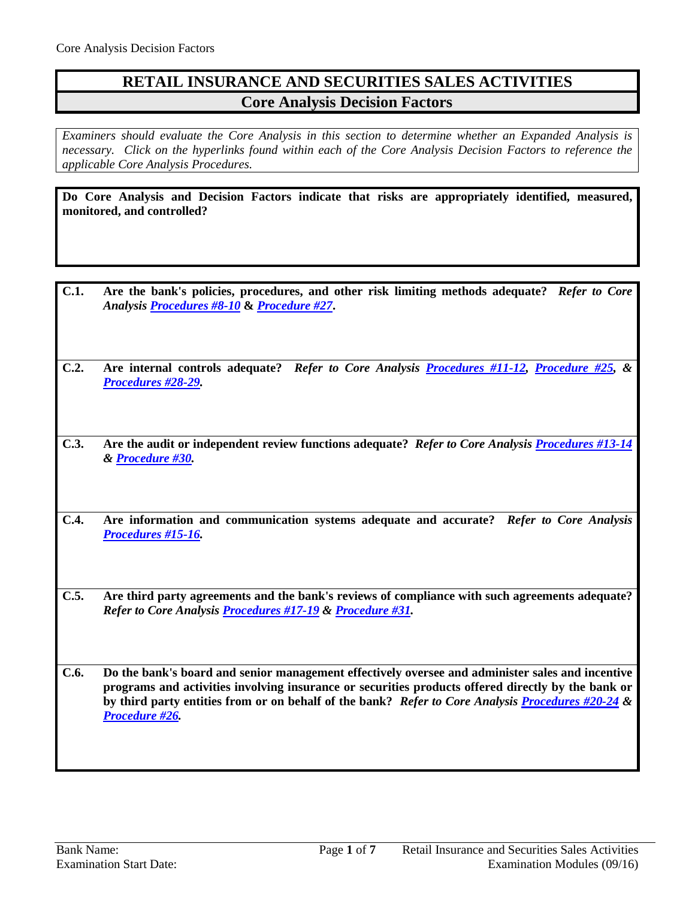# RETAIL INSURANCE AND SECURITIES SALES ACTIVITIES

## Core Analysis Decision Factors

*Examiners should evaluate the Core Analysis in this section to determine whether an Expanded Analysis is necessary. Click on the hyperlinks found within each of the Core Analysis Decision Factors to reference the applicable Core Analysis Procedures.*

**Do Core Analysis and Decision Factors indicate that risks are appropriately identified, measured, monitored, and controlled?**

**C.1. Are the bank's policies, procedures, and other risk limiting methods adequate?** ***Refer to Core Analysis Procedures #8-10* & *Procedure #27*.**

**C.2. Are internal controls adequate?** ***Refer to Core Analysis Procedures #11-12, Procedure #25, & Procedures #28-29.***

**C.3. Are the audit or independent review functions adequate?** ***Refer to Core Analysis Procedures #13-14 & Procedure #30.***

**C.4. Are information and communication systems adequate and accurate?** ***Refer to Core Analysis Procedures #15-16.***

**C.5. Are third party agreements and the bank's reviews of compliance with such agreements adequate?** ***Refer to Core Analysis Procedures #17-19 & Procedure #31.***

**C.6. Do the bank's board and senior management effectively oversee and administer sales and incentive programs and activities involving insurance or securities products offered directly by the bank or by third party entities from or on behalf of the bank?** ***Refer to Core Analysis Procedures #20-24 & Procedure #26.***

Bank Name:

Examination Start Date: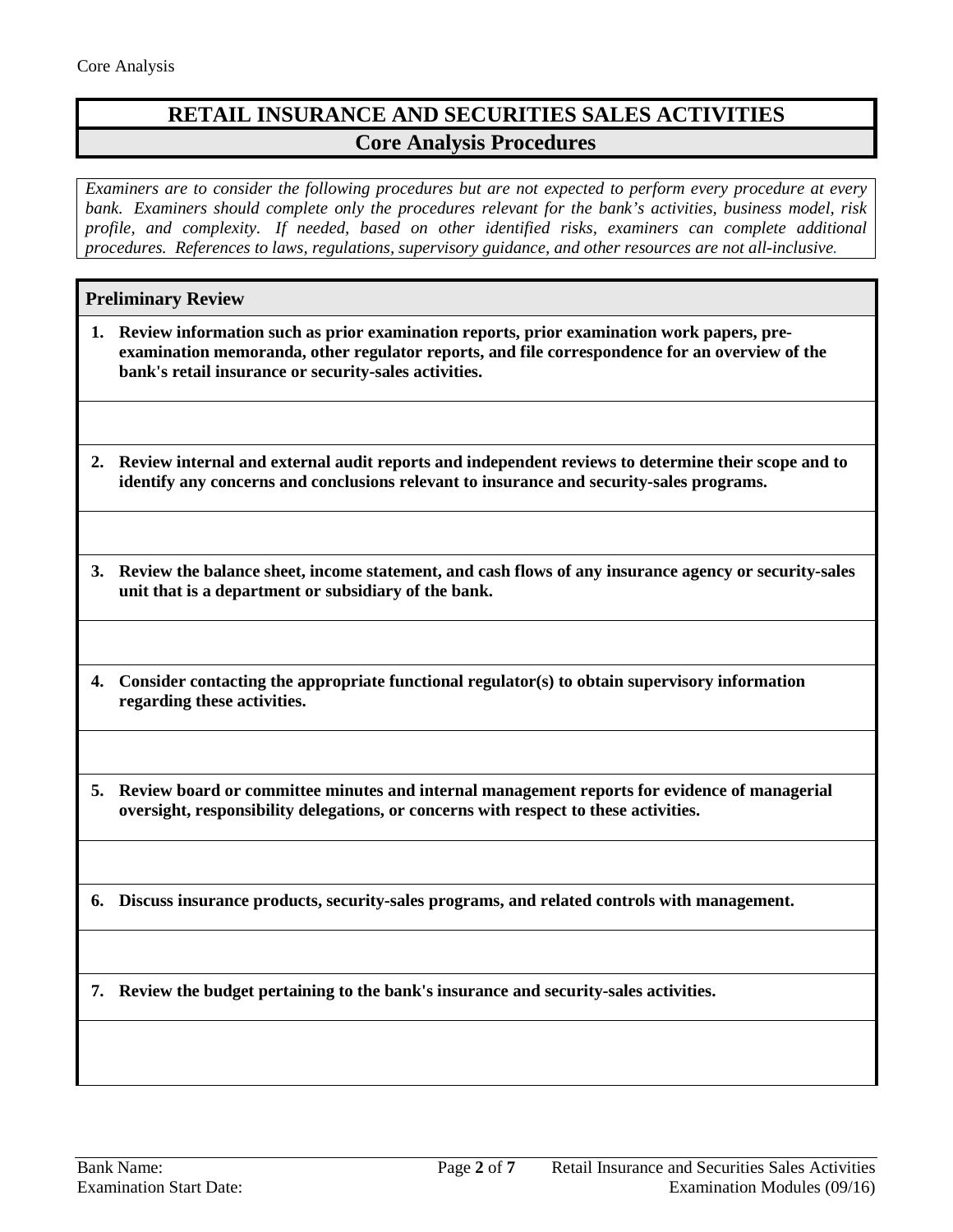# RETAIL INSURANCE AND SECURITIES SALES ACTIVITIES

## Core Analysis Procedures

*Examiners are to consider the following procedures but are not expected to perform every procedure at every bank. Examiners should complete only the procedures relevant for the bank's activities, business model, risk profile, and complexity. If needed, based on other identified risks, examiners can complete additional procedures. References to laws, regulations, supervisory guidance, and other resources are not all-inclusive.*

### Preliminary Review

1. **Review information such as prior examination reports, prior examination work papers, pre-examination memoranda, other regulator reports, and file correspondence for an overview of the bank's retail insurance or security-sales activities.**

2. **Review internal and external audit reports and independent reviews to determine their scope and to identify any concerns and conclusions relevant to insurance and security-sales programs.**

3. **Review the balance sheet, income statement, and cash flows of any insurance agency or security-sales unit that is a department or subsidiary of the bank.**

4. **Consider contacting the appropriate functional regulator(s) to obtain supervisory information regarding these activities.**

5. **Review board or committee minutes and internal management reports for evidence of managerial oversight, responsibility delegations, or concerns with respect to these activities.**

6. **Discuss insurance products, security-sales programs, and related controls with management.**

7. **Review the budget pertaining to the bank's insurance and security-sales activities.**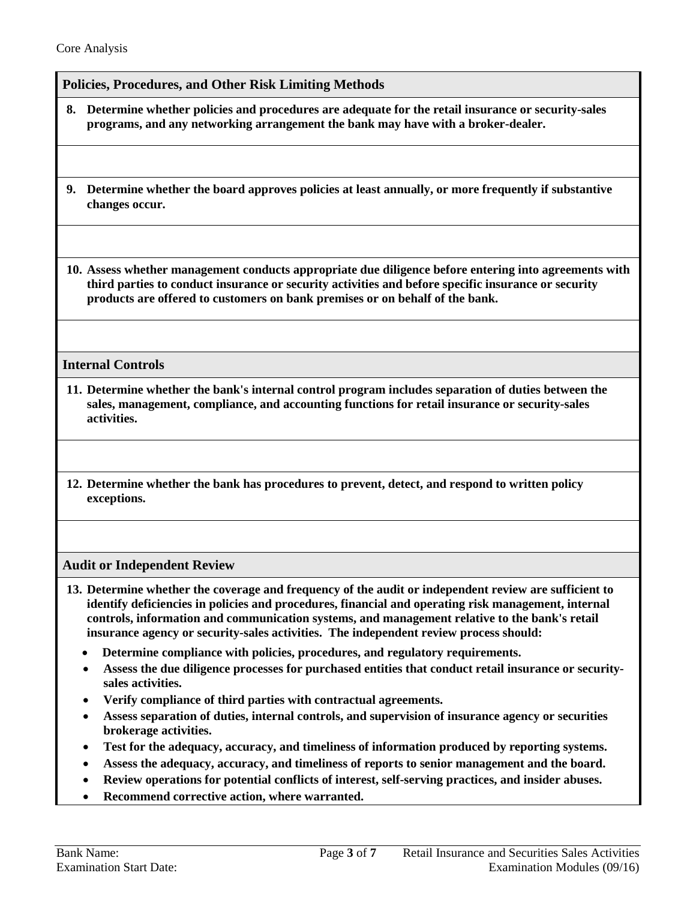Core Analysis

## Policies, Procedures, and Other Risk Limiting Methods

**8. Determine whether policies and procedures are adequate for the retail insurance or security-sales programs, and any networking arrangement the bank may have with a broker-dealer.**

**9. Determine whether the board approves policies at least annually, or more frequently if substantive changes occur.**

**10. Assess whether management conducts appropriate due diligence before entering into agreements with third parties to conduct insurance or security activities and before specific insurance or security products are offered to customers on bank premises or on behalf of the bank.**

## Internal Controls

**11. Determine whether the bank's internal control program includes separation of duties between the sales, management, compliance, and accounting functions for retail insurance or security-sales activities.**

**12. Determine whether the bank has procedures to prevent, detect, and respond to written policy exceptions.**

## Audit or Independent Review

**13. Determine whether the coverage and frequency of the audit or independent review are sufficient to identify deficiencies in policies and procedures, financial and operating risk management, internal controls, information and communication systems, and management relative to the bank's retail insurance agency or security-sales activities. The independent review process should:**

- **Determine compliance with policies, procedures, and regulatory requirements.**
- **Assess the due diligence processes for purchased entities that conduct retail insurance or security-sales activities.**
- **Verify compliance of third parties with contractual agreements.**
- **Assess separation of duties, internal controls, and supervision of insurance agency or securities brokerage activities.**
- **Test for the adequacy, accuracy, and timeliness of information produced by reporting systems.**
- **Assess the adequacy, accuracy, and timeliness of reports to senior management and the board.**
- **Review operations for potential conflicts of interest, self-serving practices, and insider abuses.**
- **Recommend corrective action, where warranted.**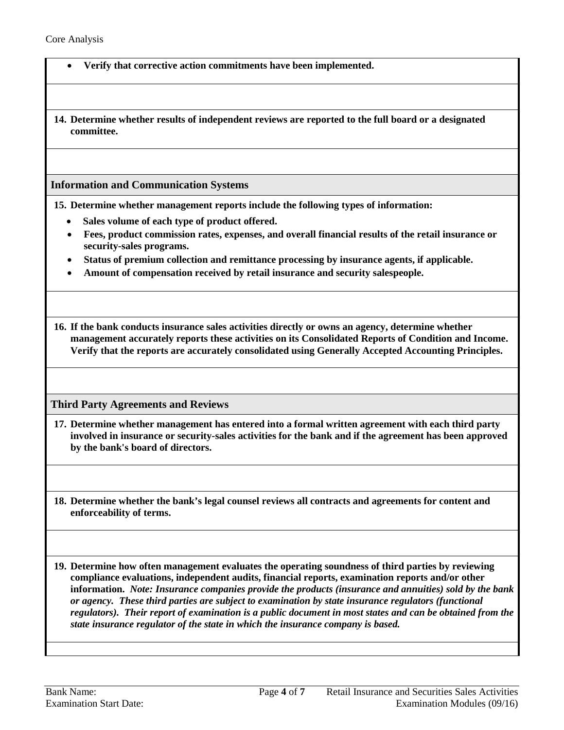- **Verify that corrective action commitments have been implemented.**

**14. Determine whether results of independent reviews are reported to the full board or a designated committee.**

## Information and Communication Systems

**15. Determine whether management reports include the following types of information:**

- **Sales volume of each type of product offered.**
- **Fees, product commission rates, expenses, and overall financial results of the retail insurance or security-sales programs.**
- **Status of premium collection and remittance processing by insurance agents, if applicable.**
- **Amount of compensation received by retail insurance and security salespeople.**

**16. If the bank conducts insurance sales activities directly or owns an agency, determine whether management accurately reports these activities on its Consolidated Reports of Condition and Income. Verify that the reports are accurately consolidated using Generally Accepted Accounting Principles.**

## Third Party Agreements and Reviews

**17. Determine whether management has entered into a formal written agreement with each third party involved in insurance or security-sales activities for the bank and if the agreement has been approved by the bank's board of directors.**

**18. Determine whether the bank's legal counsel reviews all contracts and agreements for content and enforceability of terms.**

**19. Determine how often management evaluates the operating soundness of third parties by reviewing compliance evaluations, independent audits, financial reports, examination reports and/or other information.** ***Note: Insurance companies provide the products (insurance and annuities) sold by the bank or agency. These third parties are subject to examination by state insurance regulators (functional regulators). Their report of examination is a public document in most states and can be obtained from the state insurance regulator of the state in which the insurance company is based.***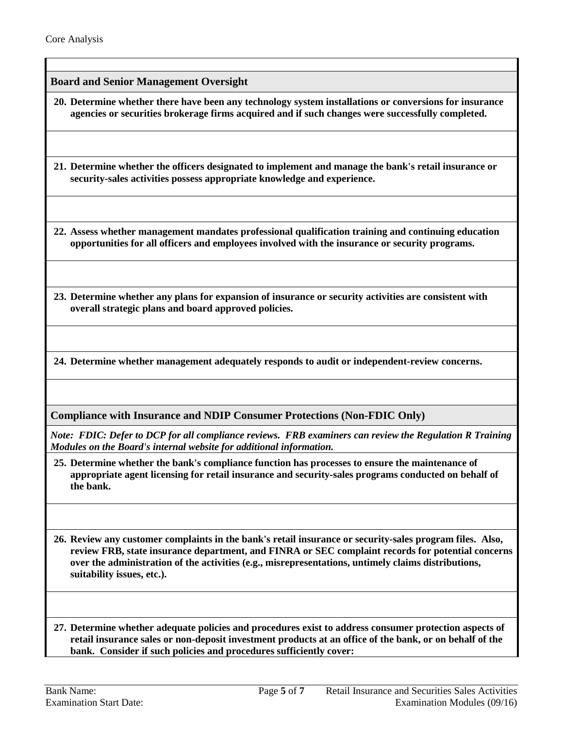## Board and Senior Management Oversight

**20. Determine whether there have been any technology system installations or conversions for insurance agencies or securities brokerage firms acquired and if such changes were successfully completed.**

**21. Determine whether the officers designated to implement and manage the bank's retail insurance or security-sales activities possess appropriate knowledge and experience.**

**22. Assess whether management mandates professional qualification training and continuing education opportunities for all officers and employees involved with the insurance or security programs.**

**23. Determine whether any plans for expansion of insurance or security activities are consistent with overall strategic plans and board approved policies.**

**24. Determine whether management adequately responds to audit or independent-review concerns.**

## Compliance with Insurance and NDIP Consumer Protections (Non-FDIC Only)

***Note: FDIC: Defer to DCP for all compliance reviews. FRB examiners can review the Regulation R Training Modules on the Board's internal website for additional information.***

**25. Determine whether the bank's compliance function has processes to ensure the maintenance of appropriate agent licensing for retail insurance and security-sales programs conducted on behalf of the bank.**

**26. Review any customer complaints in the bank's retail insurance or security-sales program files. Also, review FRB, state insurance department, and FINRA or SEC complaint records for potential concerns over the administration of the activities (e.g., misrepresentations, untimely claims distributions, suitability issues, etc.).**

**27. Determine whether adequate policies and procedures exist to address consumer protection aspects of retail insurance sales or non-deposit investment products at an office of the bank, or on behalf of the bank. Consider if such policies and procedures sufficiently cover:**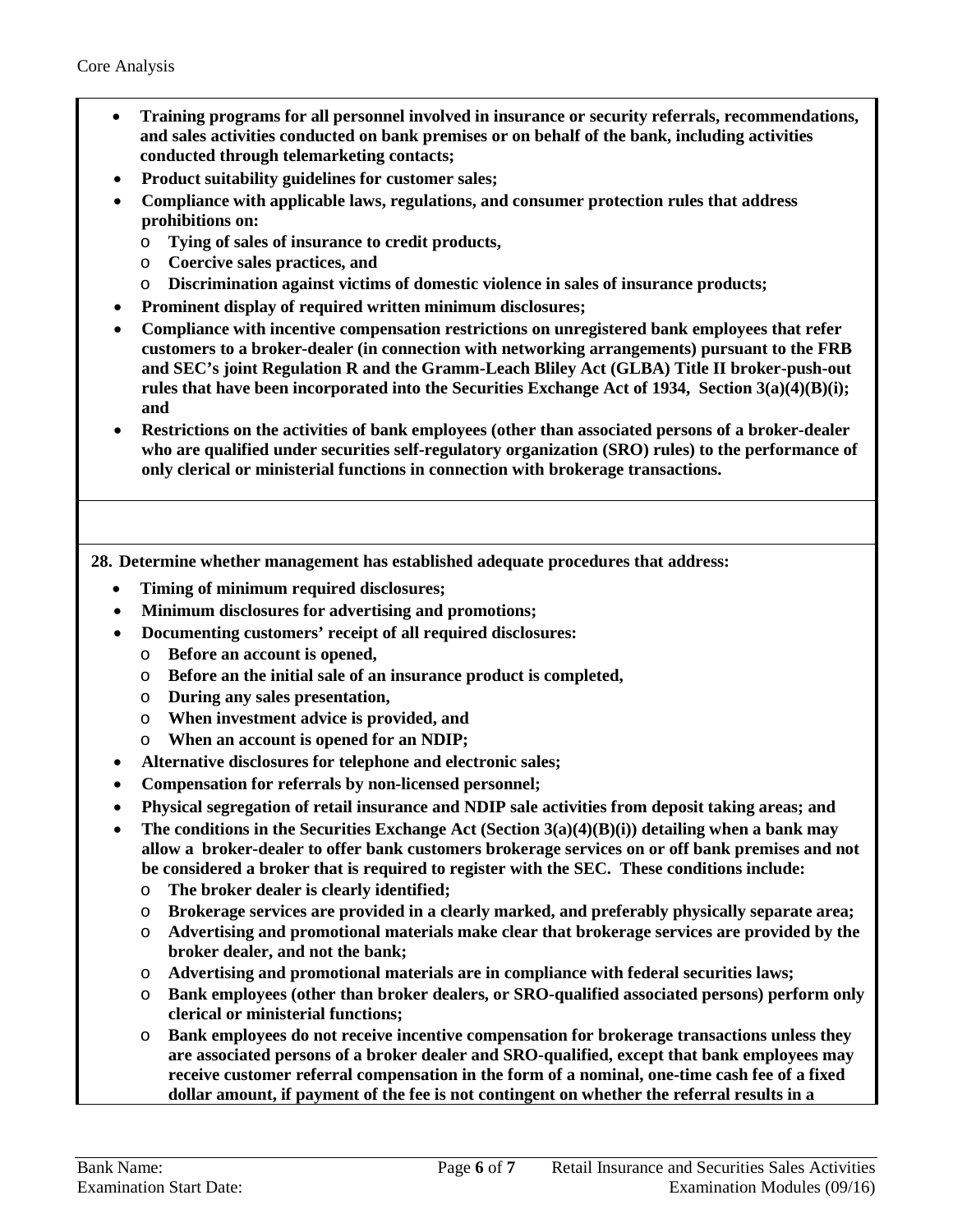- **Training programs for all personnel involved in insurance or security referrals, recommendations, and sales activities conducted on bank premises or on behalf of the bank, including activities conducted through telemarketing contacts;**
- **Product suitability guidelines for customer sales;**
- **Compliance with applicable laws, regulations, and consumer protection rules that address prohibitions on:**
  - **Tying of sales of insurance to credit products,**
  - **Coercive sales practices, and**
  - **Discrimination against victims of domestic violence in sales of insurance products;**
- **Prominent display of required written minimum disclosures;**
- **Compliance with incentive compensation restrictions on unregistered bank employees that refer customers to a broker-dealer (in connection with networking arrangements) pursuant to the FRB and SEC's joint Regulation R and the Gramm-Leach Bliley Act (GLBA) Title II broker-push-out rules that have been incorporated into the Securities Exchange Act of 1934, Section 3(a)(4)(B)(i); and**
- **Restrictions on the activities of bank employees (other than associated persons of a broker-dealer who are qualified under securities self-regulatory organization (SRO) rules) to the performance of only clerical or ministerial functions in connection with brokerage transactions.**

**28. Determine whether management has established adequate procedures that address:**

- **Timing of minimum required disclosures;**
- **Minimum disclosures for advertising and promotions;**
- **Documenting customers' receipt of all required disclosures:**
  - **Before an account is opened,**
  - **Before an the initial sale of an insurance product is completed,**
  - **During any sales presentation,**
  - **When investment advice is provided, and**
  - **When an account is opened for an NDIP;**
- **Alternative disclosures for telephone and electronic sales;**
- **Compensation for referrals by non-licensed personnel;**
- **Physical segregation of retail insurance and NDIP sale activities from deposit taking areas; and**
- **The conditions in the Securities Exchange Act (Section 3(a)(4)(B)(i)) detailing when a bank may allow a broker-dealer to offer bank customers brokerage services on or off bank premises and not be considered a broker that is required to register with the SEC. These conditions include:**
  - **The broker dealer is clearly identified;**
  - **Brokerage services are provided in a clearly marked, and preferably physically separate area;**
  - **Advertising and promotional materials make clear that brokerage services are provided by the broker dealer, and not the bank;**
  - **Advertising and promotional materials are in compliance with federal securities laws;**
  - **Bank employees (other than broker dealers, or SRO-qualified associated persons) perform only clerical or ministerial functions;**
  - **Bank employees do not receive incentive compensation for brokerage transactions unless they are associated persons of a broker dealer and SRO-qualified, except that bank employees may receive customer referral compensation in the form of a nominal, one-time cash fee of a fixed dollar amount, if payment of the fee is not contingent on whether the referral results in a**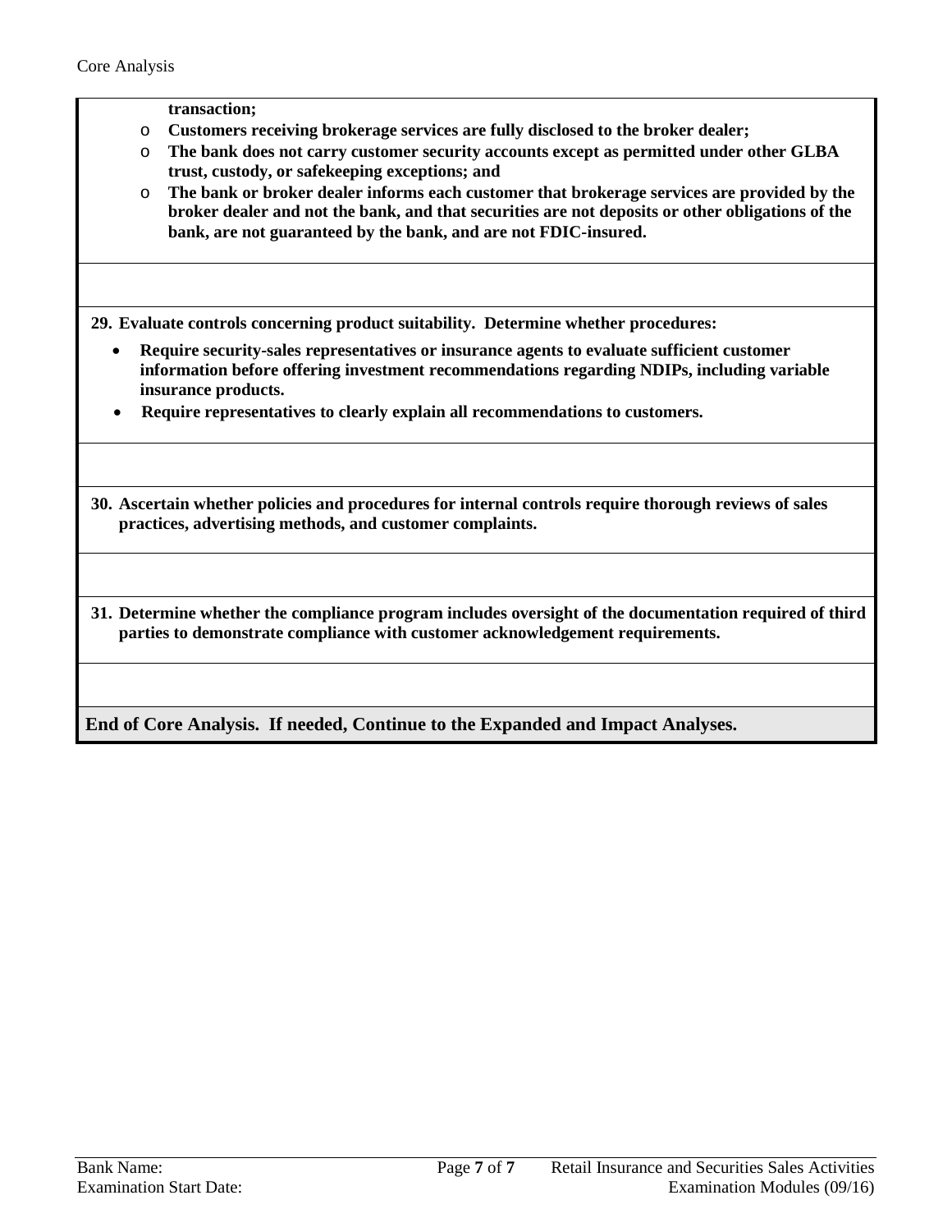**transaction;**

- **Customers receiving brokerage services are fully disclosed to the broker dealer;**
- **The bank does not carry customer security accounts except as permitted under other GLBA trust, custody, or safekeeping exceptions; and**
- **The bank or broker dealer informs each customer that brokerage services are provided by the broker dealer and not the bank, and that securities are not deposits or other obligations of the bank, are not guaranteed by the bank, and are not FDIC-insured.**

**29. Evaluate controls concerning product suitability. Determine whether procedures:**

- **Require security-sales representatives or insurance agents to evaluate sufficient customer information before offering investment recommendations regarding NDIPs, including variable insurance products.**
- **Require representatives to clearly explain all recommendations to customers.**

**30. Ascertain whether policies and procedures for internal controls require thorough reviews of sales practices, advertising methods, and customer complaints.**

**31. Determine whether the compliance program includes oversight of the documentation required of third parties to demonstrate compliance with customer acknowledgement requirements.**

**End of Core Analysis. If needed, Continue to the Expanded and Impact Analyses.**

Bank Name:

Examination Start Date: